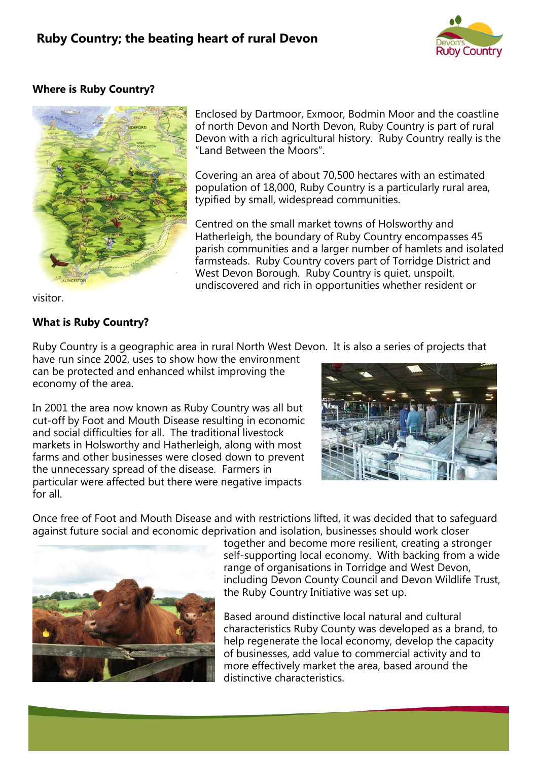# Ruby Country; the beating heart of rural Devon

### Where is Ruby Country?

Enclosed by Dartmoor, Exmoor, Bodmin Moor and the coastline of north Devon and North Devon, Ruby Country is part of rural Devon with a rich agricultural history. Ruby Country really is the "Land Between the Moors".

Covering an area of about 70,500 hectares with an estimated population of 18,000, Ruby Country is a particularly rural area, typified by small, widespread communities.

Centred on the small market towns of Holsworthy and Hatherleigh, the boundary of Ruby Country encompasses 45 parish communities and a larger number of hamlets and isolated farmsteads. Ruby Country covers part of Torridge District and West Devon Borough. Ruby Country is quiet, unspoilt, undiscovered and rich in opportunities whether resident or visitor.

### What is Ruby Country?

Ruby Country is a geographic area in rural North West Devon. It is also a series of projects that have run since 2002, uses to show how the environment can be protected and enhanced whilst improving the economy of the area.

In 2001 the area now known as Ruby Country was all but cut-off by Foot and Mouth Disease resulting in economic and social difficulties for all. The traditional livestock markets in Holsworthy and Hatherleigh, along with most farms and other businesses were closed down to prevent the unnecessary spread of the disease. Farmers in particular were affected but there were negative impacts for all.

Once free of Foot and Mouth Disease and with restrictions lifted, it was decided that to safeguard against future social and economic deprivation and isolation, businesses should work closer together and become more resilient, creating a stronger self-supporting local economy. With backing from a wide range of organisations in Torridge and West Devon, including Devon County Council and Devon Wildlife Trust, the Ruby Country Initiative was set up.

Based around distinctive local natural and cultural characteristics Ruby County was developed as a brand, to help regenerate the local economy, develop the capacity of businesses, add value to commercial activity and to more effectively market the area, based around the distinctive characteristics.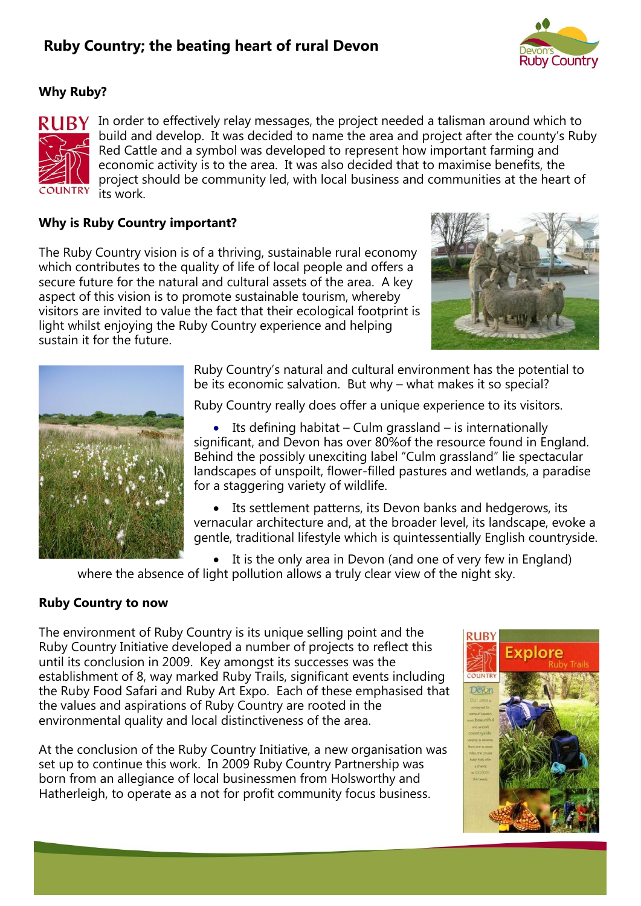# Ruby Country; the beating heart of rural Devon

### Why Ruby?

In order to effectively relay messages, the project needed a talisman around which to build and develop. It was decided to name the area and project after the county's Ruby Red Cattle and a symbol was developed to represent how important farming and economic activity is to the area. It was also decided that to maximise benefits, the project should be community led, with local business and communities at the heart of its work.

### Why is Ruby Country important?

The Ruby Country vision is of a thriving, sustainable rural economy which contributes to the quality of life of local people and offers a secure future for the natural and cultural assets of the area. A key aspect of this vision is to promote sustainable tourism, whereby visitors are invited to value the fact that their ecological footprint is light whilst enjoying the Ruby Country experience and helping sustain it for the future.

Ruby Country's natural and cultural environment has the potential to be its economic salvation. But why – what makes it so special?

Ruby Country really does offer a unique experience to its visitors.

- Its defining habitat – Culm grassland – is internationally significant, and Devon has over 80%of the resource found in England. Behind the possibly unexciting label "Culm grassland" lie spectacular landscapes of unspoilt, flower-filled pastures and wetlands, a paradise for a staggering variety of wildlife.
- Its settlement patterns, its Devon banks and hedgerows, its vernacular architecture and, at the broader level, its landscape, evoke a gentle, traditional lifestyle which is quintessentially English countryside.
- It is the only area in Devon (and one of very few in England) where the absence of light pollution allows a truly clear view of the night sky.

### Ruby Country to now

The environment of Ruby Country is its unique selling point and the Ruby Country Initiative developed a number of projects to reflect this until its conclusion in 2009. Key amongst its successes was the establishment of 8, way marked Ruby Trails, significant events including the Ruby Food Safari and Ruby Art Expo. Each of these emphasised that the values and aspirations of Ruby Country are rooted in the environmental quality and local distinctiveness of the area.

At the conclusion of the Ruby Country Initiative, a new organisation was set up to continue this work. In 2009 Ruby Country Partnership was born from an allegiance of local businessmen from Holsworthy and Hatherleigh, to operate as a not for profit community focus business.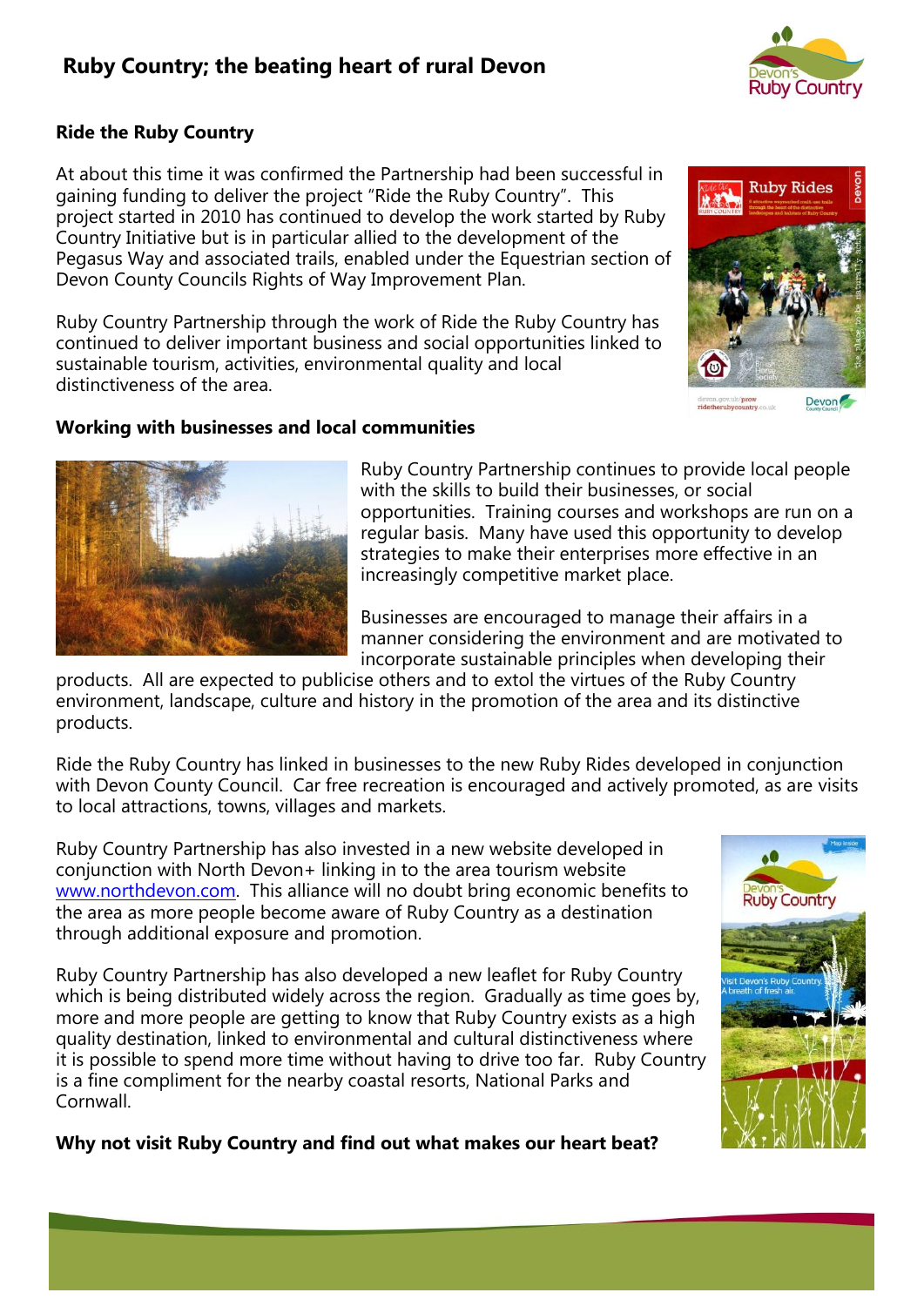# Ruby Country; the beating heart of rural Devon

## Ride the Ruby Country

At about this time it was confirmed the Partnership had been successful in gaining funding to deliver the project "Ride the Ruby Country". This project started in 2010 has continued to develop the work started by Ruby Country Initiative but is in particular allied to the development of the Pegasus Way and associated trails, enabled under the Equestrian section of Devon County Councils Rights of Way Improvement Plan.

Ruby Country Partnership through the work of Ride the Ruby Country has continued to deliver important business and social opportunities linked to sustainable tourism, activities, environmental quality and local distinctiveness of the area.

## Working with businesses and local communities

Ruby Country Partnership continues to provide local people with the skills to build their businesses, or social opportunities. Training courses and workshops are run on a regular basis. Many have used this opportunity to develop strategies to make their enterprises more effective in an increasingly competitive market place.

Businesses are encouraged to manage their affairs in a manner considering the environment and are motivated to incorporate sustainable principles when developing their products. All are expected to publicise others and to extol the virtues of the Ruby Country environment, landscape, culture and history in the promotion of the area and its distinctive products.

Ride the Ruby Country has linked in businesses to the new Ruby Rides developed in conjunction with Devon County Council. Car free recreation is encouraged and actively promoted, as are visits to local attractions, towns, villages and markets.

Ruby Country Partnership has also invested in a new website developed in conjunction with North Devon+ linking in to the area tourism website www.northdevon.com. This alliance will no doubt bring economic benefits to the area as more people become aware of Ruby Country as a destination through additional exposure and promotion.

Ruby Country Partnership has also developed a new leaflet for Ruby Country which is being distributed widely across the region. Gradually as time goes by, more and more people are getting to know that Ruby Country exists as a high quality destination, linked to environmental and cultural distinctiveness where it is possible to spend more time without having to drive too far. Ruby Country is a fine compliment for the nearby coastal resorts, National Parks and Cornwall.

**Why not visit Ruby Country and find out what makes our heart beat?**